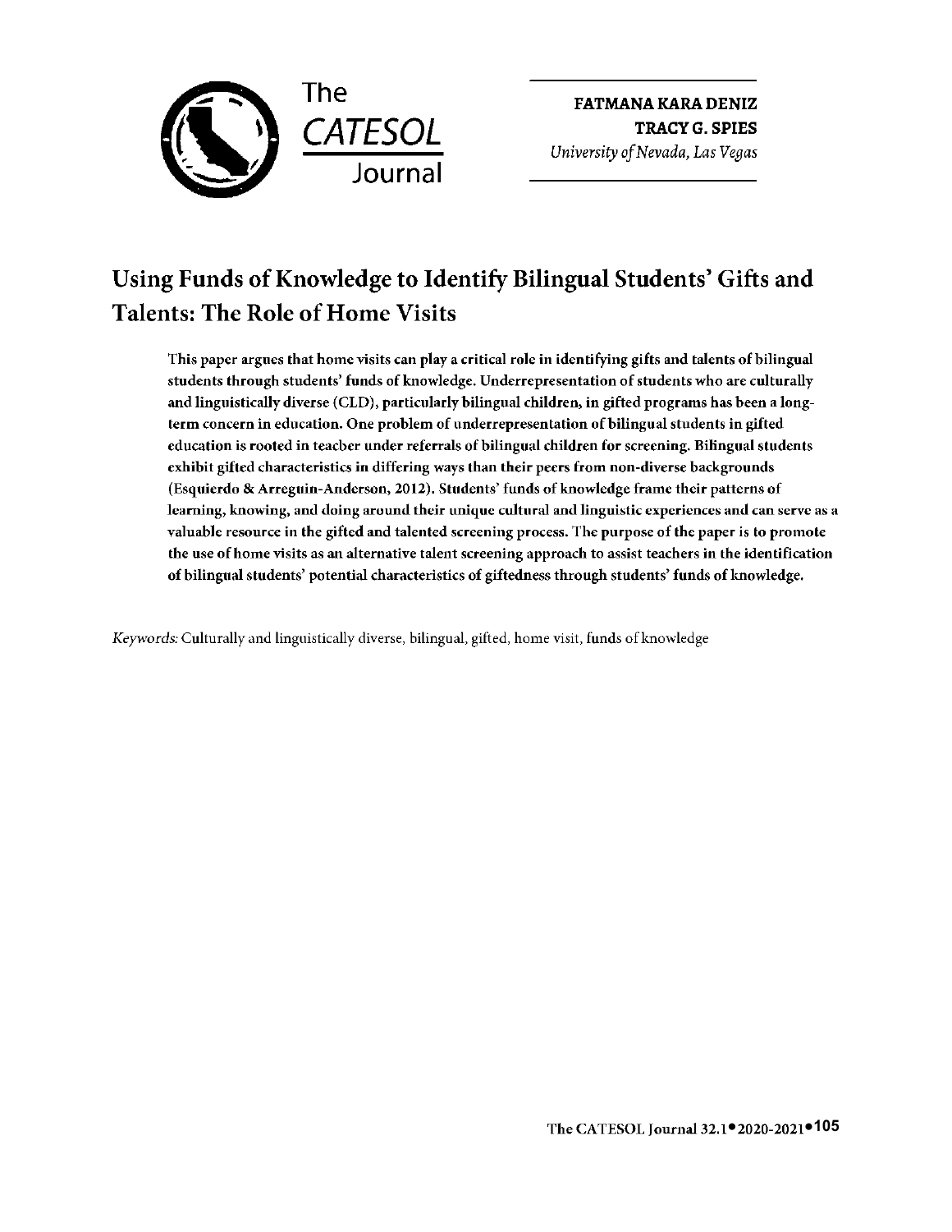**FATMANA KARA DENIZ**
**TRACY G. SPIES**
*University of Nevada, Las Vegas*

# Using Funds of Knowledge to Identify Bilingual Students' Gifts and Talents: The Role of Home Visits

**This paper argues that home visits can play a critical role in identifying gifts and talents of bilingual students through students' funds of knowledge. Underrepresentation of students who are culturally and linguistically diverse (CLD), particularly bilingual children, in gifted programs has been a long-term concern in education. One problem of underrepresentation of bilingual students in gifted education is rooted in teacher under referrals of bilingual children for screening. Bilingual students exhibit gifted characteristics in differing ways than their peers from non-diverse backgrounds (Esquierdo & Arreguin-Anderson, 2012). Students' funds of knowledge frame their patterns of learning, knowing, and doing around their unique cultural and linguistic experiences and can serve as a valuable resource in the gifted and talented screening process. The purpose of the paper is to promote the use of home visits as an alternative talent screening approach to assist teachers in the identification of bilingual students' potential characteristics of giftedness through students' funds of knowledge.**

*Keywords:* Culturally and linguistically diverse, bilingual, gifted, home visit, funds of knowledge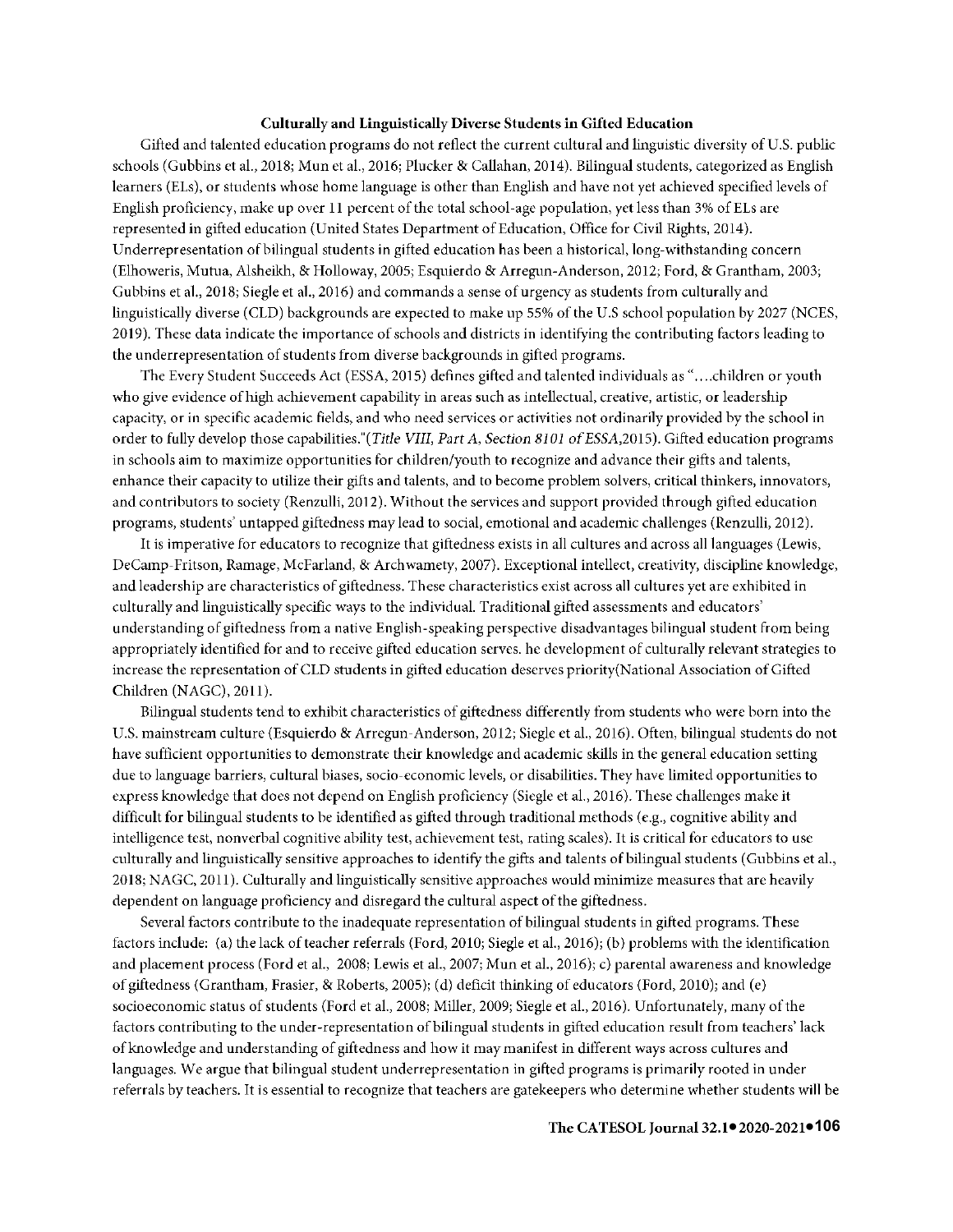### Culturally and Linguistically Diverse Students in Gifted Education

Gifted and talented education programs do not reflect the current cultural and linguistic diversity of U.S. public schools (Gubbins et al., 2018; Mun et al., 2016; Plucker & Callahan, 2014). Bilingual students, categorized as English learners (ELs), or students whose home language is other than English and have not yet achieved specified levels of English proficiency, make up over 11 percent of the total school-age population, yet less than 3% of ELs are represented in gifted education (United States Department of Education, Office for Civil Rights, 2014). Underrepresentation of bilingual students in gifted education has been a historical, long-withstanding concern (Elhoweris, Mutua, Alsheikh, & Holloway, 2005; Esquierdo & Arregun-Anderson, 2012; Ford, & Grantham, 2003; Gubbins et al., 2018; Siegle et al., 2016) and commands a sense of urgency as students from culturally and linguistically diverse (CLD) backgrounds are expected to make up 55% of the U.S school population by 2027 (NCES, 2019). These data indicate the importance of schools and districts in identifying the contributing factors leading to the underrepresentation of students from diverse backgrounds in gifted programs.

The Every Student Succeeds Act (ESSA, 2015) defines gifted and talented individuals as "….children or youth who give evidence of high achievement capability in areas such as intellectual, creative, artistic, or leadership capacity, or in specific academic fields, and who need services or activities not ordinarily provided by the school in order to fully develop those capabilities."(*Title VIII, Part A, Section 8101 of ESSA*,2015). Gifted education programs in schools aim to maximize opportunities for children/youth to recognize and advance their gifts and talents, enhance their capacity to utilize their gifts and talents, and to become problem solvers, critical thinkers, innovators, and contributors to society (Renzulli, 2012). Without the services and support provided through gifted education programs, students' untapped giftedness may lead to social, emotional and academic challenges (Renzulli, 2012).

It is imperative for educators to recognize that giftedness exists in all cultures and across all languages (Lewis, DeCamp-Fritson, Ramage, McFarland, & Archwamety, 2007). Exceptional intellect, creativity, discipline knowledge, and leadership are characteristics of giftedness. These characteristics exist across all cultures yet are exhibited in culturally and linguistically specific ways to the individual. Traditional gifted assessments and educators' understanding of giftedness from a native English-speaking perspective disadvantages bilingual student from being appropriately identified for and to receive gifted education serves. he development of culturally relevant strategies to increase the representation of CLD students in gifted education deserves priority(National Association of Gifted Children (NAGC), 2011).

Bilingual students tend to exhibit characteristics of giftedness differently from students who were born into the U.S. mainstream culture (Esquierdo & Arregun-Anderson, 2012; Siegle et al., 2016). Often, bilingual students do not have sufficient opportunities to demonstrate their knowledge and academic skills in the general education setting due to language barriers, cultural biases, socio-economic levels, or disabilities. They have limited opportunities to express knowledge that does not depend on English proficiency (Siegle et al., 2016). These challenges make it difficult for bilingual students to be identified as gifted through traditional methods (e.g., cognitive ability and intelligence test, nonverbal cognitive ability test, achievement test, rating scales). It is critical for educators to use culturally and linguistically sensitive approaches to identify the gifts and talents of bilingual students (Gubbins et al., 2018; NAGC, 2011). Culturally and linguistically sensitive approaches would minimize measures that are heavily dependent on language proficiency and disregard the cultural aspect of the giftedness.

Several factors contribute to the inadequate representation of bilingual students in gifted programs. These factors include: (a) the lack of teacher referrals (Ford, 2010; Siegle et al., 2016); (b) problems with the identification and placement process (Ford et al., 2008; Lewis et al., 2007; Mun et al., 2016); c) parental awareness and knowledge of giftedness (Grantham, Frasier, & Roberts, 2005); (d) deficit thinking of educators (Ford, 2010); and (e) socioeconomic status of students (Ford et al., 2008; Miller, 2009; Siegle et al., 2016). Unfortunately, many of the factors contributing to the under-representation of bilingual students in gifted education result from teachers' lack of knowledge and understanding of giftedness and how it may manifest in different ways across cultures and languages. We argue that bilingual student underrepresentation in gifted programs is primarily rooted in under referrals by teachers. It is essential to recognize that teachers are gatekeepers who determine whether students will be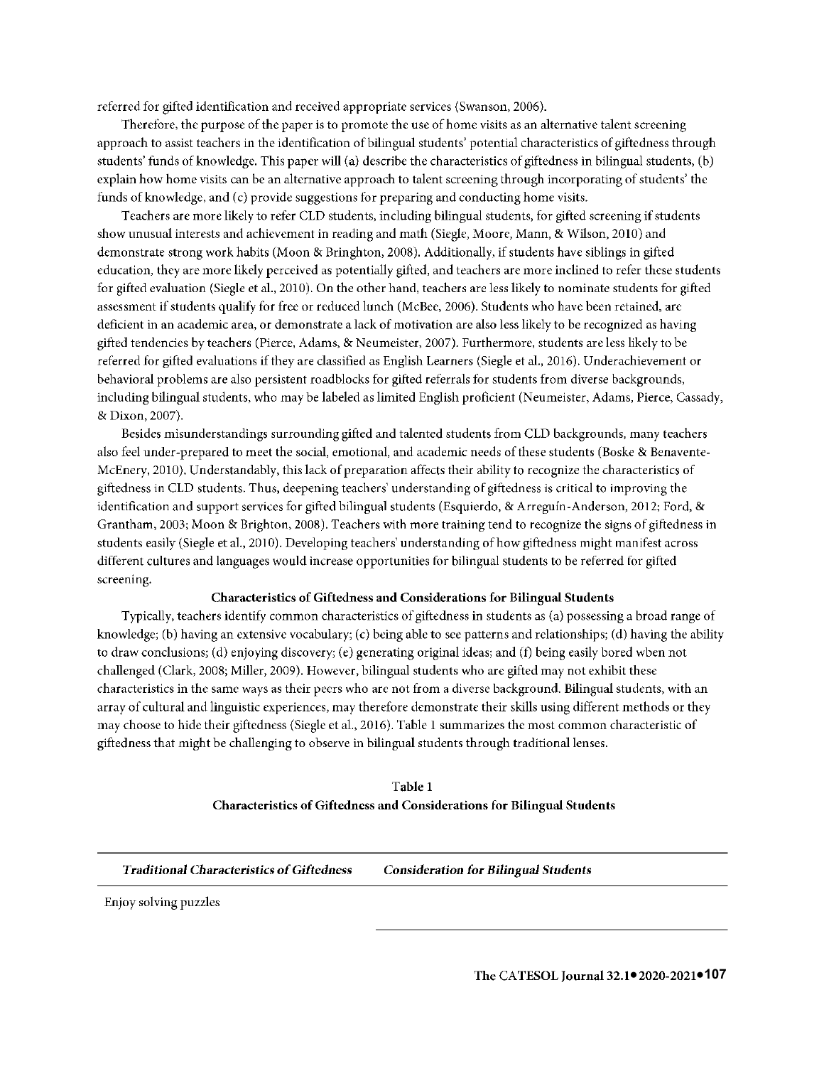referred for gifted identification and received appropriate services (Swanson, 2006).

Therefore, the purpose of the paper is to promote the use of home visits as an alternative talent screening approach to assist teachers in the identification of bilingual students' potential characteristics of giftedness through students' funds of knowledge. This paper will (a) describe the characteristics of giftedness in bilingual students, (b) explain how home visits can be an alternative approach to talent screening through incorporating of students' the funds of knowledge, and (c) provide suggestions for preparing and conducting home visits.

Teachers are more likely to refer CLD students, including bilingual students, for gifted screening if students show unusual interests and achievement in reading and math (Siegle, Moore, Mann, & Wilson, 2010) and demonstrate strong work habits (Moon & Bringhton, 2008). Additionally, if students have siblings in gifted education, they are more likely perceived as potentially gifted, and teachers are more inclined to refer these students for gifted evaluation (Siegle et al., 2010). On the other hand, teachers are less likely to nominate students for gifted assessment if students qualify for free or reduced lunch (McBee, 2006). Students who have been retained, are deficient in an academic area, or demonstrate a lack of motivation are also less likely to be recognized as having gifted tendencies by teachers (Pierce, Adams, & Neumeister, 2007). Furthermore, students are less likely to be referred for gifted evaluations if they are classified as English Learners (Siegle et al., 2016). Underachievement or behavioral problems are also persistent roadblocks for gifted referrals for students from diverse backgrounds, including bilingual students, who may be labeled as limited English proficient (Neumeister, Adams, Pierce, Cassady, & Dixon, 2007).

Besides misunderstandings surrounding gifted and talented students from CLD backgrounds, many teachers also feel under-prepared to meet the social, emotional, and academic needs of these students (Boske & Benavente-McEnery, 2010). Understandably, this lack of preparation affects their ability to recognize the characteristics of giftedness in CLD students. Thus, deepening teachers' understanding of giftedness is critical to improving the identification and support services for gifted bilingual students (Esquierdo, & Arreguín-Anderson, 2012; Ford, & Grantham, 2003; Moon & Brighton, 2008). Teachers with more training tend to recognize the signs of giftedness in students easily (Siegle et al., 2010). Developing teachers' understanding of how giftedness might manifest across different cultures and languages would increase opportunities for bilingual students to be referred for gifted screening.

## Characteristics of Giftedness and Considerations for Bilingual Students

Typically, teachers identify common characteristics of giftedness in students as (a) possessing a broad range of knowledge; (b) having an extensive vocabulary; (c) being able to see patterns and relationships; (d) having the ability to draw conclusions; (d) enjoying discovery; (e) generating original ideas; and (f) being easily bored when not challenged (Clark, 2008; Miller, 2009). However, bilingual students who are gifted may not exhibit these characteristics in the same ways as their peers who are not from a diverse background. Bilingual students, with an array of cultural and linguistic experiences, may therefore demonstrate their skills using different methods or they may choose to hide their giftedness (Siegle et al., 2016). Table 1 summarizes the most common characteristic of giftedness that might be challenging to observe in bilingual students through traditional lenses.

**Table 1**
**Characteristics of Giftedness and Considerations for Bilingual Students**

| *Traditional Characteristics of Giftedness* | *Consideration for Bilingual Students* |
|---|---|
| Enjoy solving puzzles | |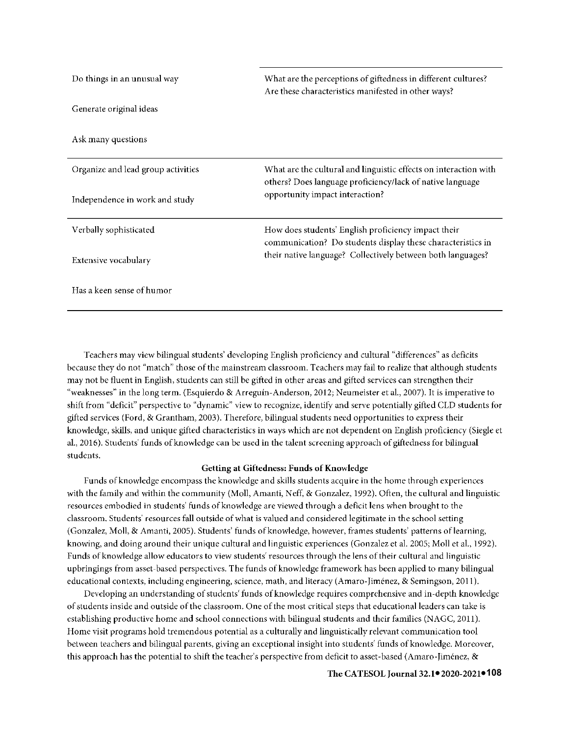| | |
|---|---|
| Do things in an unusual way<br><br>Generate original ideas<br><br>Ask many questions | What are the perceptions of giftedness in different cultures? Are these characteristics manifested in other ways? |
| Organize and lead group activities<br><br>Independence in work and study | What are the cultural and linguistic effects on interaction with others? Does language proficiency/lack of native language opportunity impact interaction? |
| Verbally sophisticated<br><br>Extensive vocabulary<br><br>Has a keen sense of humor | How does students' English proficiency impact their communication? Do students display these characteristics in their native language? Collectively between both languages? |

Teachers may view bilingual students' developing English proficiency and cultural "differences" as deficits because they do not "match" those of the mainstream classroom. Teachers may fail to realize that although students may not be fluent in English, students can still be gifted in other areas and gifted services can strengthen their "weaknesses" in the long term. (Esquierdo & Arreguín-Anderson, 2012; Neumeister et al., 2007). It is imperative to shift from "deficit" perspective to "dynamic" view to recognize, identify and serve potentially gifted CLD students for gifted services (Ford, & Grantham, 2003). Therefore, bilingual students need opportunities to express their knowledge, skills, and unique gifted characteristics in ways which are not dependent on English proficiency (Siegle et al., 2016). Students' funds of knowledge can be used in the talent screening approach of giftedness for bilingual students.

### Getting at Giftedness: Funds of Knowledge

Funds of knowledge encompass the knowledge and skills students acquire in the home through experiences with the family and within the community (Moll, Amanti, Neff, & Gonzalez, 1992). Often, the cultural and linguistic resources embodied in students' funds of knowledge are viewed through a deficit lens when brought to the classroom. Students' resources fall outside of what is valued and considered legitimate in the school setting (Gonzalez, Moll, & Amanti, 2005). Students' funds of knowledge, however, frames students' patterns of learning, knowing, and doing around their unique cultural and linguistic experiences (Gonzalez et al. 2005; Moll et al., 1992). Funds of knowledge allow educators to view students' resources through the lens of their cultural and linguistic upbringings from asset-based perspectives. The funds of knowledge framework has been applied to many bilingual educational contexts, including engineering, science, math, and literacy (Amaro-Jiménez, & Semingson, 2011).

Developing an understanding of students' funds of knowledge requires comprehensive and in-depth knowledge of students inside and outside of the classroom. One of the most critical steps that educational leaders can take is establishing productive home and school connections with bilingual students and their families (NAGC, 2011). Home visit programs hold tremendous potential as a culturally and linguistically relevant communication tool between teachers and bilingual parents, giving an exceptional insight into students' funds of knowledge. Moreover, this approach has the potential to shift the teacher's perspective from deficit to asset-based (Amaro-Jiménez, &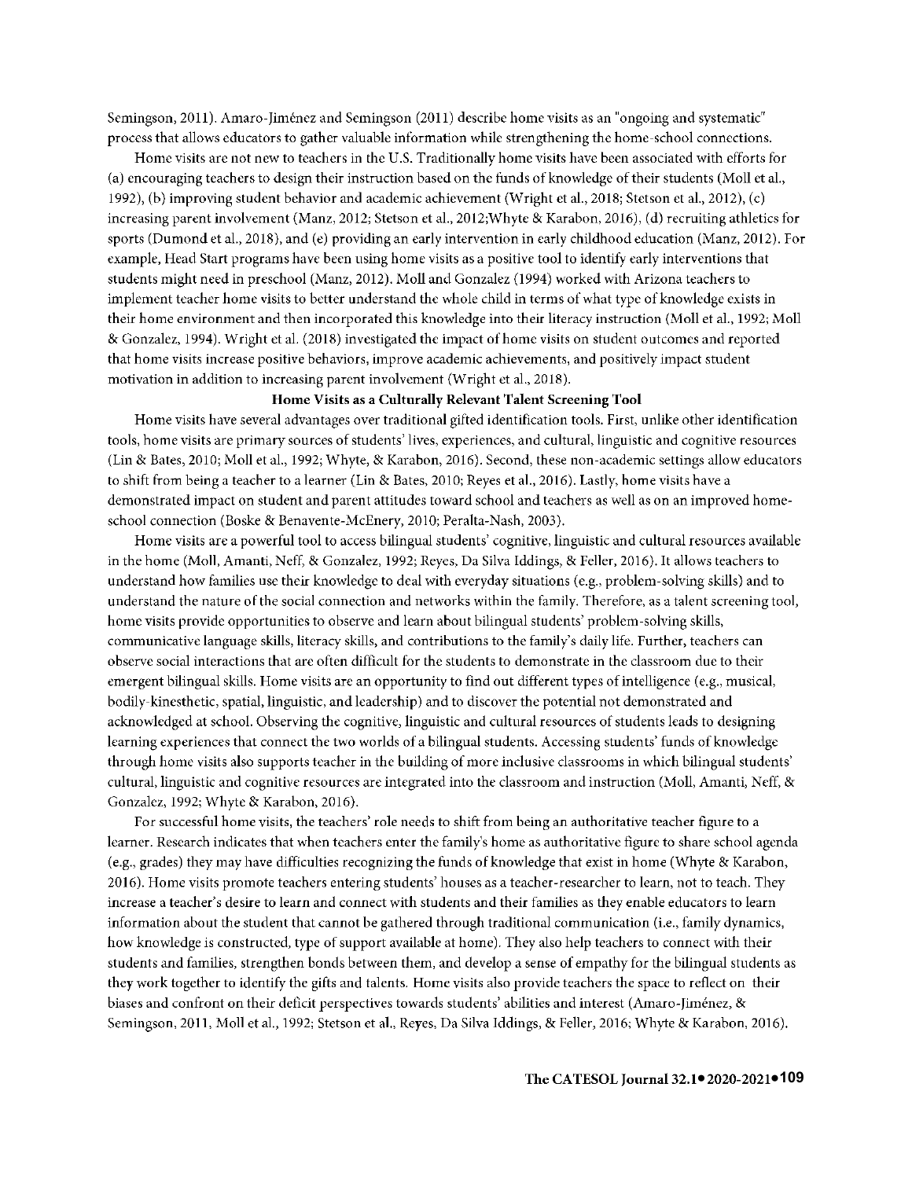Semingson, 2011). Amaro-Jiménez and Semingson (2011) describe home visits as an "ongoing and systematic" process that allows educators to gather valuable information while strengthening the home-school connections.

Home visits are not new to teachers in the U.S. Traditionally home visits have been associated with efforts for (a) encouraging teachers to design their instruction based on the funds of knowledge of their students (Moll et al., 1992), (b) improving student behavior and academic achievement (Wright et al., 2018; Stetson et al., 2012), (c) increasing parent involvement (Manz, 2012; Stetson et al., 2012;Whyte & Karabon, 2016), (d) recruiting athletics for sports (Dumond et al., 2018), and (e) providing an early intervention in early childhood education (Manz, 2012). For example, Head Start programs have been using home visits as a positive tool to identify early interventions that students might need in preschool (Manz, 2012). Moll and Gonzalez (1994) worked with Arizona teachers to implement teacher home visits to better understand the whole child in terms of what type of knowledge exists in their home environment and then incorporated this knowledge into their literacy instruction (Moll et al., 1992; Moll & Gonzalez, 1994). Wright et al. (2018) investigated the impact of home visits on student outcomes and reported that home visits increase positive behaviors, improve academic achievements, and positively impact student motivation in addition to increasing parent involvement (Wright et al., 2018).

## Home Visits as a Culturally Relevant Talent Screening Tool

Home visits have several advantages over traditional gifted identification tools. First, unlike other identification tools, home visits are primary sources of students' lives, experiences, and cultural, linguistic and cognitive resources (Lin & Bates, 2010; Moll et al., 1992; Whyte, & Karabon, 2016). Second, these non-academic settings allow educators to shift from being a teacher to a learner (Lin & Bates, 2010; Reyes et al., 2016). Lastly, home visits have a demonstrated impact on student and parent attitudes toward school and teachers as well as on an improved home-school connection (Boske & Benavente-McEnery, 2010; Peralta-Nash, 2003).

Home visits are a powerful tool to access bilingual students' cognitive, linguistic and cultural resources available in the home (Moll, Amanti, Neff, & Gonzalez, 1992; Reyes, Da Silva Iddings, & Feller, 2016). It allows teachers to understand how families use their knowledge to deal with everyday situations (e.g., problem-solving skills) and to understand the nature of the social connection and networks within the family. Therefore, as a talent screening tool, home visits provide opportunities to observe and learn about bilingual students' problem-solving skills, communicative language skills, literacy skills, and contributions to the family's daily life. Further, teachers can observe social interactions that are often difficult for the students to demonstrate in the classroom due to their emergent bilingual skills. Home visits are an opportunity to find out different types of intelligence (e.g., musical, bodily-kinesthetic, spatial, linguistic, and leadership) and to discover the potential not demonstrated and acknowledged at school. Observing the cognitive, linguistic and cultural resources of students leads to designing learning experiences that connect the two worlds of a bilingual students. Accessing students' funds of knowledge through home visits also supports teacher in the building of more inclusive classrooms in which bilingual students' cultural, linguistic and cognitive resources are integrated into the classroom and instruction (Moll, Amanti, Neff, & Gonzalez, 1992; Whyte & Karabon, 2016).

For successful home visits, the teachers' role needs to shift from being an authoritative teacher figure to a learner. Research indicates that when teachers enter the family's home as authoritative figure to share school agenda (e.g., grades) they may have difficulties recognizing the funds of knowledge that exist in home (Whyte & Karabon, 2016). Home visits promote teachers entering students' houses as a teacher-researcher to learn, not to teach. They increase a teacher's desire to learn and connect with students and their families as they enable educators to learn information about the student that cannot be gathered through traditional communication (i.e., family dynamics, how knowledge is constructed, type of support available at home). They also help teachers to connect with their students and families, strengthen bonds between them, and develop a sense of empathy for the bilingual students as they work together to identify the gifts and talents. Home visits also provide teachers the space to reflect on their biases and confront on their deficit perspectives towards students' abilities and interest (Amaro-Jiménez, & Semingson, 2011, Moll et al., 1992; Stetson et al., Reyes, Da Silva Iddings, & Feller, 2016; Whyte & Karabon, 2016).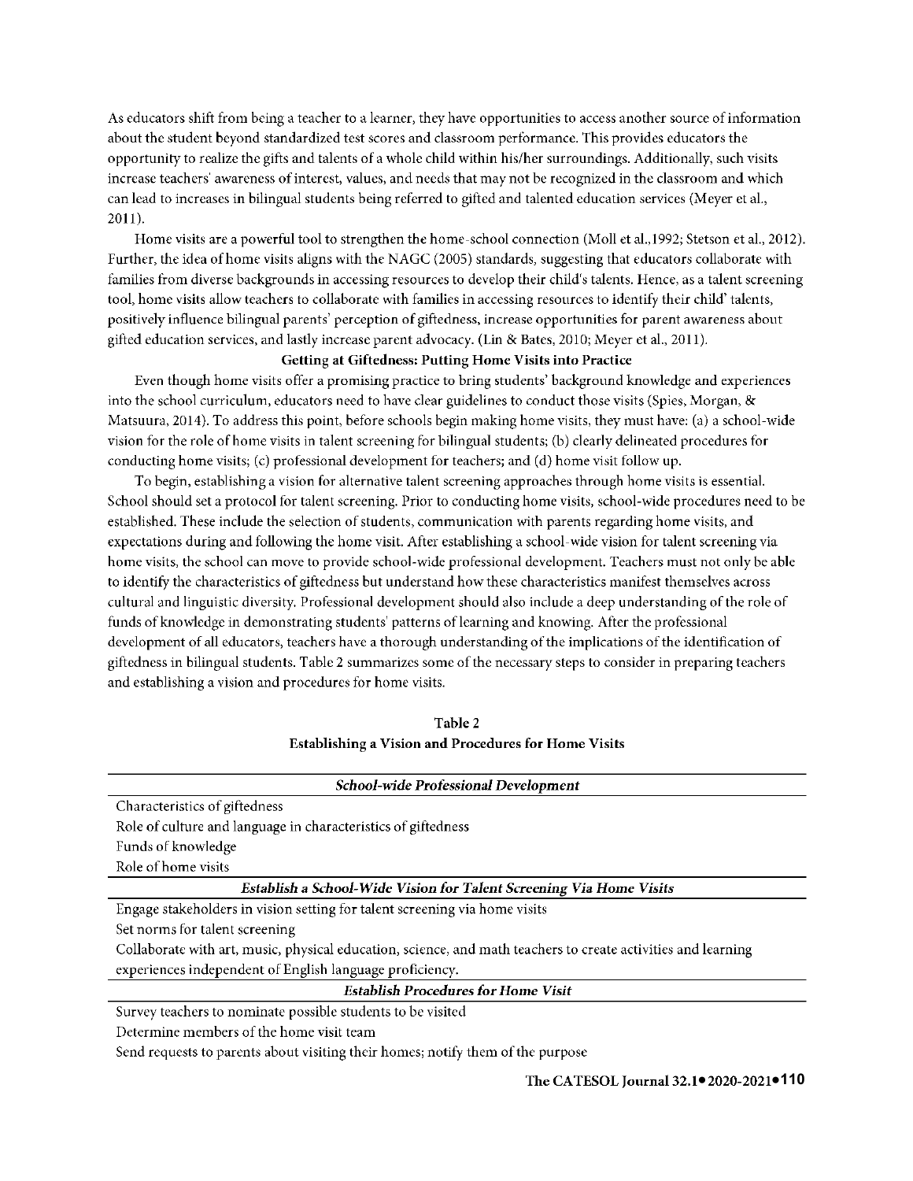As educators shift from being a teacher to a learner, they have opportunities to access another source of information about the student beyond standardized test scores and classroom performance. This provides educators the opportunity to realize the gifts and talents of a whole child within his/her surroundings. Additionally, such visits increase teachers' awareness of interest, values, and needs that may not be recognized in the classroom and which can lead to increases in bilingual students being referred to gifted and talented education services (Meyer et al., 2011).

Home visits are a powerful tool to strengthen the home-school connection (Moll et al.,1992; Stetson et al., 2012). Further, the idea of home visits aligns with the NAGC (2005) standards, suggesting that educators collaborate with families from diverse backgrounds in accessing resources to develop their child's talents. Hence, as a talent screening tool, home visits allow teachers to collaborate with families in accessing resources to identify their child' talents, positively influence bilingual parents' perception of giftedness, increase opportunities for parent awareness about gifted education services, and lastly increase parent advocacy. (Lin & Bates, 2010; Meyer et al., 2011).

### Getting at Giftedness: Putting Home Visits into Practice

Even though home visits offer a promising practice to bring students' background knowledge and experiences into the school curriculum, educators need to have clear guidelines to conduct those visits (Spies, Morgan, & Matsuura, 2014). To address this point, before schools begin making home visits, they must have: (a) a school-wide vision for the role of home visits in talent screening for bilingual students; (b) clearly delineated procedures for conducting home visits; (c) professional development for teachers; and (d) home visit follow up.

To begin, establishing a vision for alternative talent screening approaches through home visits is essential. School should set a protocol for talent screening. Prior to conducting home visits, school-wide procedures need to be established. These include the selection of students, communication with parents regarding home visits, and expectations during and following the home visit. After establishing a school-wide vision for talent screening via home visits, the school can move to provide school-wide professional development. Teachers must not only be able to identify the characteristics of giftedness but understand how these characteristics manifest themselves across cultural and linguistic diversity. Professional development should also include a deep understanding of the role of funds of knowledge in demonstrating students' patterns of learning and knowing. After the professional development of all educators, teachers have a thorough understanding of the implications of the identification of giftedness in bilingual students. Table 2 summarizes some of the necessary steps to consider in preparing teachers and establishing a vision and procedures for home visits.

**Table 2**
**Establishing a Vision and Procedures for Home Visits**

| ***School-wide Professional Development*** |
|---|
| Characteristics of giftedness |
| Role of culture and language in characteristics of giftedness |
| Funds of knowledge |
| Role of home visits |
| ***Establish a School-Wide Vision for Talent Screening Via Home Visits*** |
| Engage stakeholders in vision setting for talent screening via home visits |
| Set norms for talent screening |
| Collaborate with art, music, physical education, science, and math teachers to create activities and learning experiences independent of English language proficiency. |
| ***Establish Procedures for Home Visit*** |
| Survey teachers to nominate possible students to be visited |
| Determine members of the home visit team |
| Send requests to parents about visiting their homes; notify them of the purpose |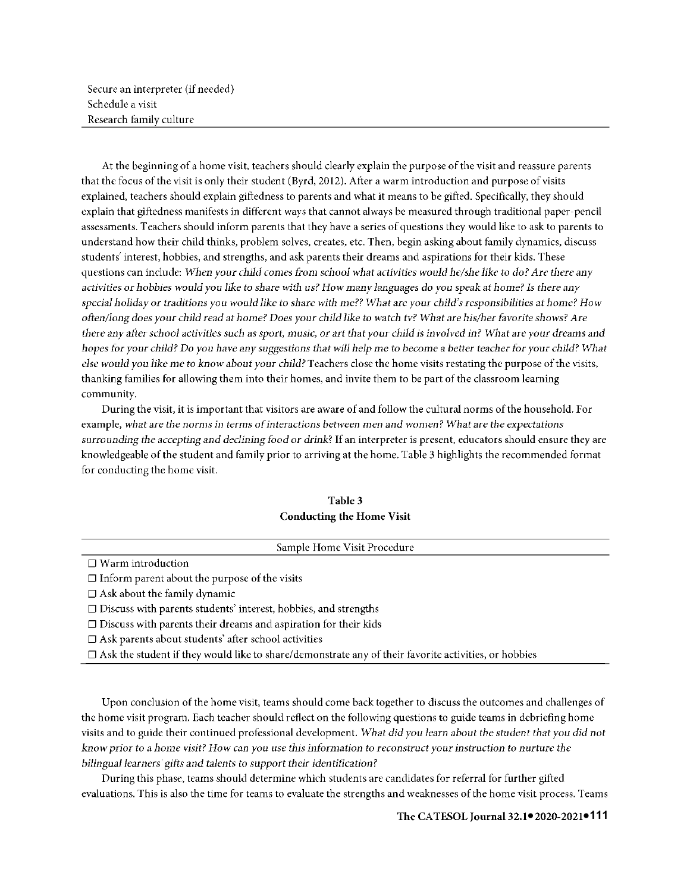| |
|---|
| Secure an interpreter (if needed) |
| Schedule a visit |
| Research family culture |

At the beginning of a home visit, teachers should clearly explain the purpose of the visit and reassure parents that the focus of the visit is only their student (Byrd, 2012). After a warm introduction and purpose of visits explained, teachers should explain giftedness to parents and what it means to be gifted. Specifically, they should explain that giftedness manifests in different ways that cannot always be measured through traditional paper-pencil assessments. Teachers should inform parents that they have a series of questions they would like to ask to parents to understand how their child thinks, problem solves, creates, etc. Then, begin asking about family dynamics, discuss students' interest, hobbies, and strengths, and ask parents their dreams and aspirations for their kids. These questions can include: *When your child comes from school what activities would he/she like to do? Are there any activities or hobbies would you like to share with us? How many languages do you speak at home? Is there any special holiday or traditions you would like to share with me?? What are your child's responsibilities at home? How often/long does your child read at home? Does your child like to watch tv? What are his/her favorite shows? Are there any after school activities such as sport, music, or art that your child is involved in? What are your dreams and hopes for your child? Do you have any suggestions that will help me to become a better teacher for your child? What else would you like me to know about your child?* Teachers close the home visits restating the purpose of the visits, thanking families for allowing them into their homes, and invite them to be part of the classroom learning community.

During the visit, it is important that visitors are aware of and follow the cultural norms of the household. For example, *what are the norms in terms of interactions between men and women? What are the expectations surrounding the accepting and declining food or drink?* If an interpreter is present, educators should ensure they are knowledgeable of the student and family prior to arriving at the home. Table 3 highlights the recommended format for conducting the home visit.

**Table 3**
**Conducting the Home Visit**

| Sample Home Visit Procedure |
|---|
| ☐ Warm introduction |
| ☐ Inform parent about the purpose of the visits |
| ☐ Ask about the family dynamic |
| ☐ Discuss with parents students' interest, hobbies, and strengths |
| ☐ Discuss with parents their dreams and aspiration for their kids |
| ☐ Ask parents about students' after school activities |
| ☐ Ask the student if they would like to share/demonstrate any of their favorite activities, or hobbies |

Upon conclusion of the home visit, teams should come back together to discuss the outcomes and challenges of the home visit program. Each teacher should reflect on the following questions to guide teams in debriefing home visits and to guide their continued professional development. *What did you learn about the student that you did not know prior to a home visit? How can you use this information to reconstruct your instruction to nurture the bilingual learners' gifts and talents to support their identification?*

During this phase, teams should determine which students are candidates for referral for further gifted evaluations. This is also the time for teams to evaluate the strengths and weaknesses of the home visit process. Teams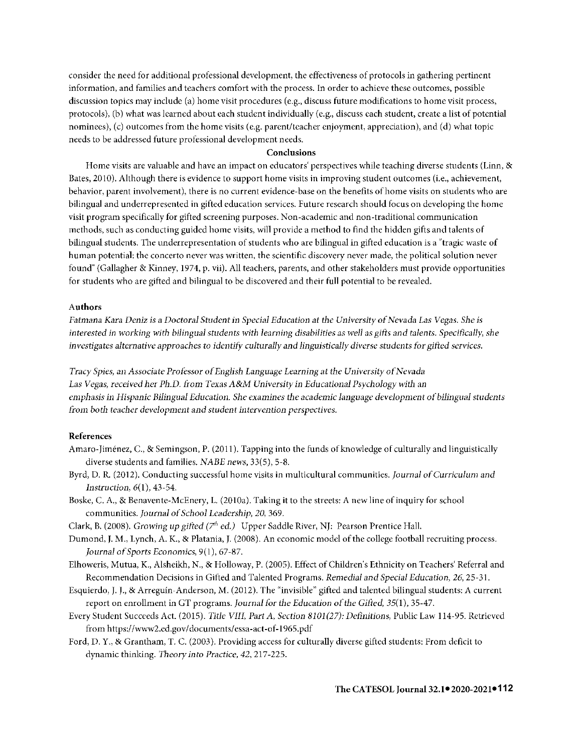consider the need for additional professional development, the effectiveness of protocols in gathering pertinent information, and families and teachers comfort with the process. In order to achieve these outcomes, possible discussion topics may include (a) home visit procedures (e.g., discuss future modifications to home visit process, protocols), (b) what was learned about each student individually (e.g., discuss each student, create a list of potential nominees), (c) outcomes from the home visits (e.g. parent/teacher enjoyment, appreciation), and (d) what topic needs to be addressed future professional development needs.

## Conclusions

Home visits are valuable and have an impact on educators' perspectives while teaching diverse students (Linn, & Bates, 2010). Although there is evidence to support home visits in improving student outcomes (i.e., achievement, behavior, parent involvement), there is no current evidence-base on the benefits of home visits on students who are bilingual and underrepresented in gifted education services. Future research should focus on developing the home visit program specifically for gifted screening purposes. Non-academic and non-traditional communication methods, such as conducting guided home visits, will provide a method to find the hidden gifts and talents of bilingual students. The underrepresentation of students who are bilingual in gifted education is a "tragic waste of human potential; the concerto never was written, the scientific discovery never made, the political solution never found" (Gallagher & Kinney, 1974, p. vii). All teachers, parents, and other stakeholders must provide opportunities for students who are gifted and bilingual to be discovered and their full potential to be revealed.

### Authors

*Fatmana Kara Deniz is a Doctoral Student in Special Education at the University of Nevada Las Vegas. She is interested in working with bilingual students with learning disabilities as well as gifts and talents. Specifically, she investigates alternative approaches to identify culturally and linguistically diverse students for gifted services.*

*Tracy Spies, an Associate Professor of English Language Learning at the University of Nevada Las Vegas, received her Ph.D. from Texas A&M University in Educational Psychology with an emphasis in Hispanic Bilingual Education. She examines the academic language development of bilingual students from both teacher development and student intervention perspectives.*

### References

Amaro-Jiménez, C., & Semingson, P. (2011). Tapping into the funds of knowledge of culturally and linguistically diverse students and families. *NABE news*, 33(5), 5-8.

Byrd, D. R. (2012). Conducting successful home visits in multicultural communities. *Journal of Curriculum and Instruction*, *6*(1), 43-54.

Boske, C. A., & Benavente-McEnery, L. (2010a). Taking it to the streets: A new line of inquiry for school communities. *Journal of School Leadership, 20*, 369.

Clark, B. (2008). *Growing up gifted (7th ed.)* Upper Saddle River, NJ: Pearson Prentice Hall.

Dumond, J. M., Lynch, A. K., & Platania, J. (2008). An economic model of the college football recruiting process. *Journal of Sports Economics*, 9(1), 67-87.

Elhoweris, Mutua, K., Alsheikh, N., & Holloway, P. (2005). Effect of Children's Ethnicity on Teachers' Referral and Recommendation Decisions in Gifted and Talented Programs. *Remedial and Special Education, 26*, 25-31.

Esquierdo, J. J., & Arreguín-Anderson, M. (2012). The "invisible" gifted and talented bilingual students: A current report on enrollment in GT programs. *Journal for the Education of the Gifted, 35*(1), 35-47.

Every Student Succeeds Act. (2015). *Title VIII, Part A, Section 8101(27): Definitions*, Public Law 114-95. Retrieved from https://www2.ed.gov/documents/essa-act-of-1965.pdf

Ford, D. Y., & Grantham, T. C. (2003). Providing access for culturally diverse gifted students: From deficit to dynamic thinking. *Theory into Practice, 42*, 217-225.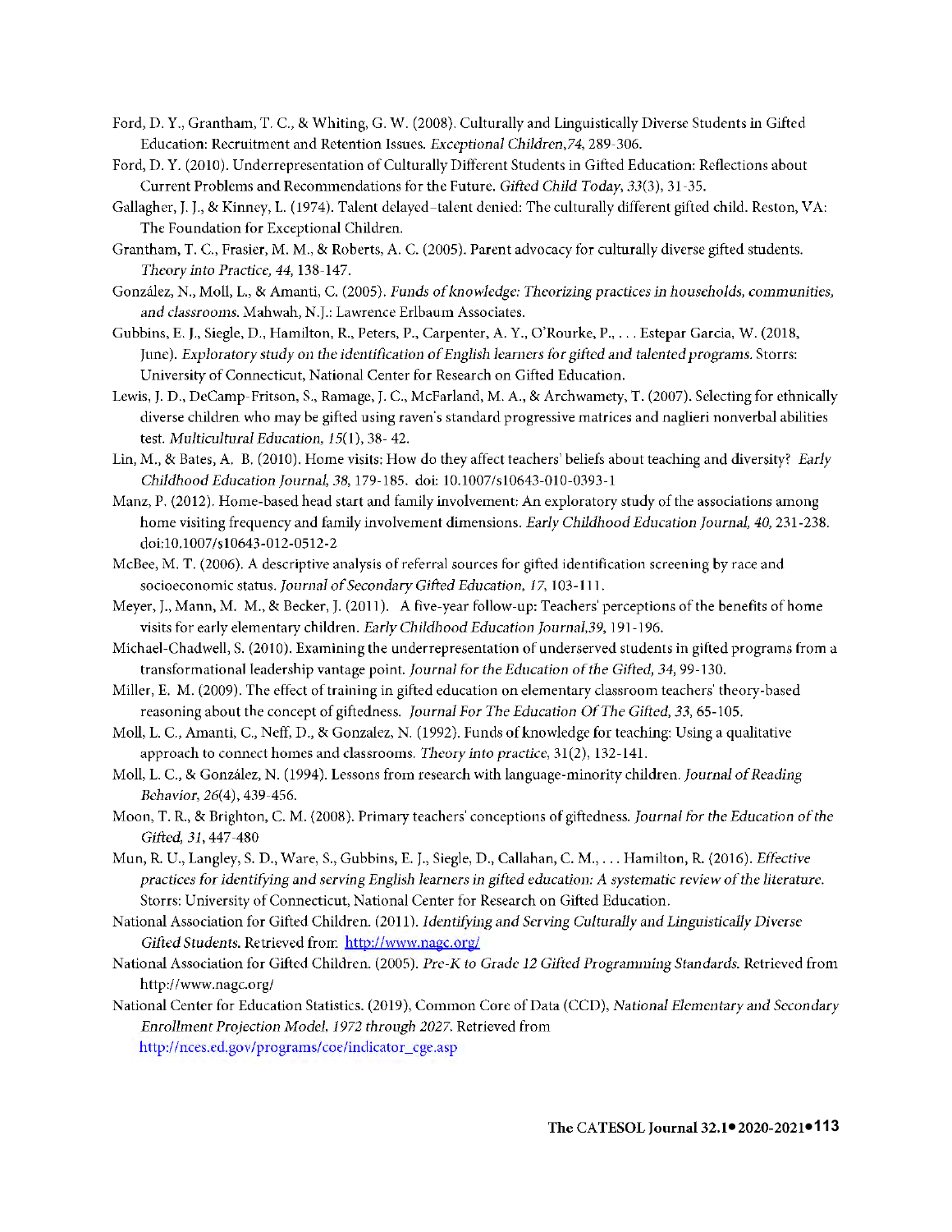Ford, D. Y., Grantham, T. C., & Whiting, G. W. (2008). Culturally and Linguistically Diverse Students in Gifted Education: Recruitment and Retention Issues. *Exceptional Children,74,* 289-306.

Ford, D. Y. (2010). Underrepresentation of Culturally Different Students in Gifted Education: Reflections about Current Problems and Recommendations for the Future. *Gifted Child Today, 33*(3), 31-35.

Gallagher, J. J., & Kinney, L. (1974). Talent delayed–talent denied: The culturally different gifted child. Reston, VA: The Foundation for Exceptional Children.

Grantham, T. C., Frasier, M. M., & Roberts, A. C. (2005). Parent advocacy for culturally diverse gifted students. *Theory into Practice, 44,* 138-147.

González, N., Moll, L., & Amanti, C. (2005). *Funds of knowledge: Theorizing practices in households, communities, and classrooms.* Mahwah, N.J.: Lawrence Erlbaum Associates.

Gubbins, E. J., Siegle, D., Hamilton, R., Peters, P., Carpenter, A. Y., O'Rourke, P., . . . Estepar Garcia, W. (2018, June). *Exploratory study on the identification of English learners for gifted and talented programs.* Storrs: University of Connecticut, National Center for Research on Gifted Education.

Lewis, J. D., DeCamp-Fritson, S., Ramage, J. C., McFarland, M. A., & Archwamety, T. (2007). Selecting for ethnically diverse children who may be gifted using raven's standard progressive matrices and naglieri nonverbal abilities test. *Multicultural Education, 15*(1), 38- 42.

Lin, M., & Bates, A. B. (2010). Home visits: How do they affect teachers' beliefs about teaching and diversity? *Early Childhood Education Journal, 38,* 179-185. doi: 10.1007/s10643-010-0393-1

Manz, P. (2012). Home-based head start and family involvement: An exploratory study of the associations among home visiting frequency and family involvement dimensions. *Early Childhood Education Journal, 40,* 231-238. doi:10.1007/s10643-012-0512-2

McBee, M. T. (2006). A descriptive analysis of referral sources for gifted identification screening by race and socioeconomic status. *Journal of Secondary Gifted Education, 17,* 103-111.

Meyer, J., Mann, M. M., & Becker, J. (2011). A five-year follow-up: Teachers' perceptions of the benefits of home visits for early elementary children. *Early Childhood Education Journal,39,* 191-196.

Michael-Chadwell, S. (2010). Examining the underrepresentation of underserved students in gifted programs from a transformational leadership vantage point. *Journal for the Education of the Gifted, 34,* 99-130.

Miller, E. M. (2009). The effect of training in gifted education on elementary classroom teachers' theory-based reasoning about the concept of giftedness. *Journal For The Education Of The Gifted, 33,* 65-105.

Moll, L. C., Amanti, C., Neff, D., & Gonzalez, N. (1992). Funds of knowledge for teaching: Using a qualitative approach to connect homes and classrooms. *Theory into practice,* 31(2), 132-141.

Moll, L. C., & González, N. (1994). Lessons from research with language-minority children. *Journal of Reading Behavior, 26*(4), 439-456.

Moon, T. R., & Brighton, C. M. (2008). Primary teachers' conceptions of giftedness. *Journal for the Education of the Gifted, 31,* 447-480

Mun, R. U., Langley, S. D., Ware, S., Gubbins, E. J., Siegle, D., Callahan, C. M., . . . Hamilton, R. (2016). *Effective practices for identifying and serving English learners in gifted education: A systematic review of the literature.* Storrs: University of Connecticut, National Center for Research on Gifted Education.

National Association for Gifted Children. (2011). *Identifying and Serving Culturally and Linguistically Diverse Gifted Students.* Retrieved from: http://www.nagc.org/

National Association for Gifted Children. (2005). *Pre-K to Grade 12 Gifted Programming Standards.* Retrieved from http://www.nagc.org/

National Center for Education Statistics. (2019), Common Core of Data (CCD), *National Elementary and Secondary Enrollment Projection Model, 1972 through 2027.* Retrieved from http://nces.ed.gov/programs/coe/indicator_cge.asp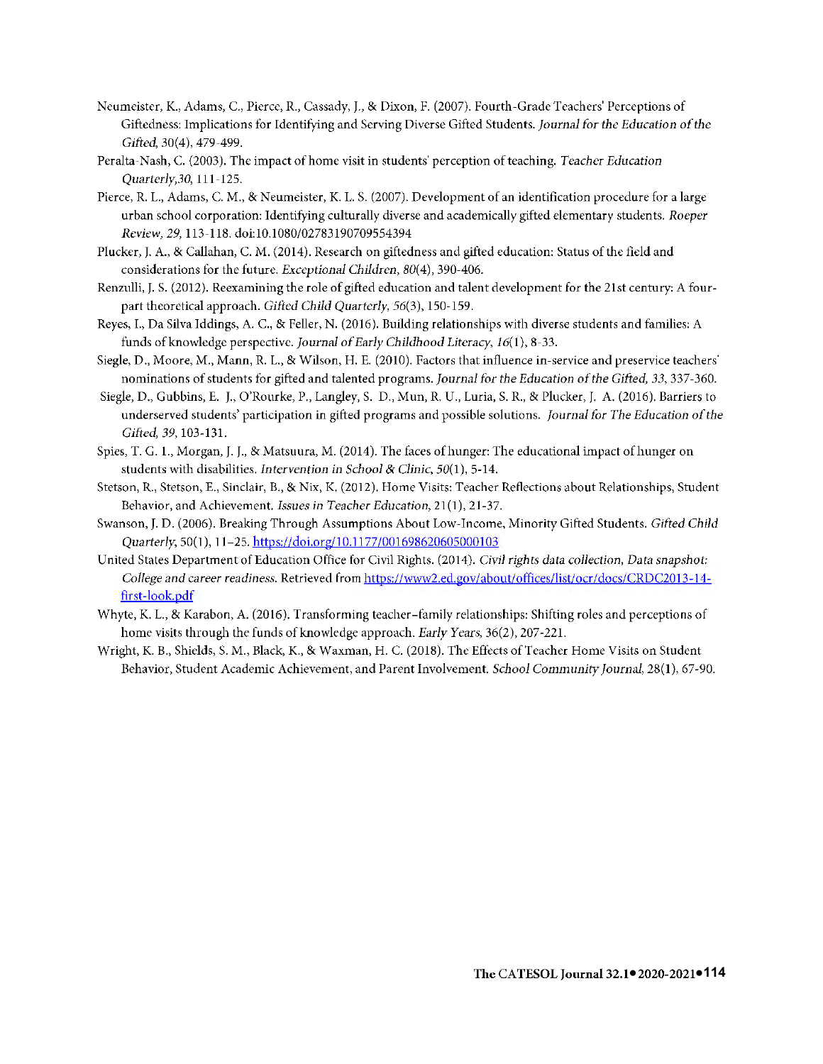Neumeister, K., Adams, C., Pierce, R., Cassady, J., & Dixon, F. (2007). Fourth-Grade Teachers' Perceptions of Giftedness: Implications for Identifying and Serving Diverse Gifted Students. *Journal for the Education of the Gifted*, 30(4), 479-499.

Peralta-Nash, C. (2003). The impact of home visit in students' perception of teaching. *Teacher Education Quarterly,30*, 111-125.

Pierce, R. L., Adams, C. M., & Neumeister, K. L. S. (2007). Development of an identification procedure for a large urban school corporation: Identifying culturally diverse and academically gifted elementary students. *Roeper Review, 29*, 113-118. doi:10.1080/02783190709554394

Plucker, J. A., & Callahan, C. M. (2014). Research on giftedness and gifted education: Status of the field and considerations for the future. *Exceptional Children, 80*(4), 390-406.

Renzulli, J. S. (2012). Reexamining the role of gifted education and talent development for the 21st century: A four-part theoretical approach. *Gifted Child Quarterly, 56*(3), 150-159.

Reyes, I., Da Silva Iddings, A. C., & Feller, N. (2016). Building relationships with diverse students and families: A funds of knowledge perspective. *Journal of Early Childhood Literacy, 16*(1), 8-33.

Siegle, D., Moore, M., Mann, R. L., & Wilson, H. E. (2010). Factors that influence in-service and preservice teachers' nominations of students for gifted and talented programs. *Journal for the Education of the Gifted, 33*, 337-360.

Siegle, D., Gubbins, E. J., O'Rourke, P., Langley, S. D., Mun, R. U., Luria, S. R., & Plucker, J. A. (2016). Barriers to underserved students' participation in gifted programs and possible solutions. *Journal for The Education of the Gifted, 39*, 103-131.

Spies, T. G. 1., Morgan, J. J., & Matsuura, M. (2014). The faces of hunger: The educational impact of hunger on students with disabilities. *Intervention in School & Clinic, 50*(1), 5-14.

Stetson, R., Stetson, E., Sinclair, B., & Nix, K. (2012). Home Visits: Teacher Reflections about Relationships, Student Behavior, and Achievement. *Issues in Teacher Education*, 21(1), 21-37.

Swanson, J. D. (2006). Breaking Through Assumptions About Low-Income, Minority Gifted Students. *Gifted Child Quarterly*, 50(1), 11–25. https://doi.org/10.1177/001698620605000103

United States Department of Education Office for Civil Rights. (2014). *Civil rights data collection, Data snapshot: College and career readiness*. Retrieved from https://www2.ed.gov/about/offices/list/ocr/docs/CRDC2013-14-first-look.pdf

Whyte, K. L., & Karabon, A. (2016). Transforming teacher–family relationships: Shifting roles and perceptions of home visits through the funds of knowledge approach. *Early Years*, 36(2), 207-221.

Wright, K. B., Shields, S. M., Black, K., & Waxman, H. C. (2018). The Effects of Teacher Home Visits on Student Behavior, Student Academic Achievement, and Parent Involvement. *School Community Journal*, 28(1), 67-90.